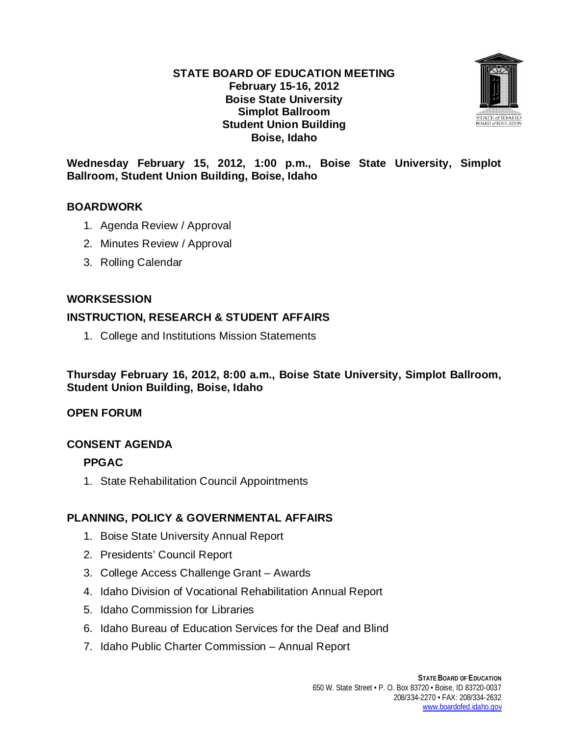# STATE BOARD OF EDUCATION MEETING
**February 15-16, 2012**
**Boise State University**
**Simplot Ballroom**
**Student Union Building**
**Boise, Idaho**

**Wednesday February 15, 2012, 1:00 p.m., Boise State University, Simplot Ballroom, Student Union Building, Boise, Idaho**

## BOARDWORK

1. Agenda Review / Approval
2. Minutes Review / Approval
3. Rolling Calendar

## WORKSESSION

## INSTRUCTION, RESEARCH & STUDENT AFFAIRS

1. College and Institutions Mission Statements

**Thursday February 16, 2012, 8:00 a.m., Boise State University, Simplot Ballroom, Student Union Building, Boise, Idaho**

## OPEN FORUM

## CONSENT AGENDA

### PPGAC

1. State Rehabilitation Council Appointments

## PLANNING, POLICY & GOVERNMENTAL AFFAIRS

1. Boise State University Annual Report
2. Presidents' Council Report
3. College Access Challenge Grant – Awards
4. Idaho Division of Vocational Rehabilitation Annual Report
5. Idaho Commission for Libraries
6. Idaho Bureau of Education Services for the Deaf and Blind
7. Idaho Public Charter Commission – Annual Report

**STATE BOARD OF EDUCATION**
650 W. State Street • P. O. Box 83720 • Boise, ID 83720-0037
208/334-2270 • FAX: 208/334-2632
www.boardofed.idaho.gov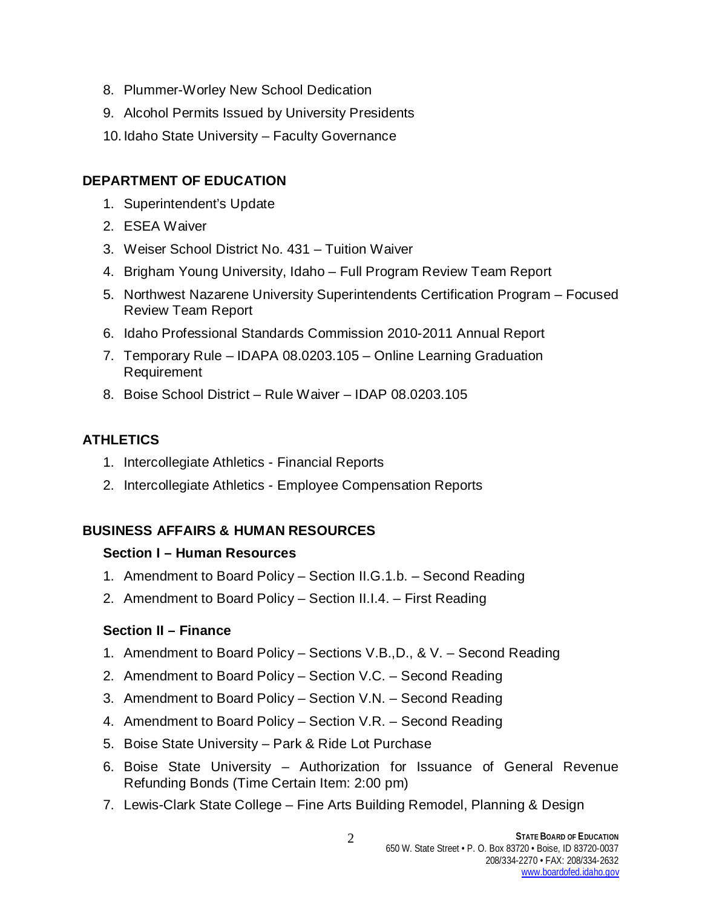8. Plummer-Worley New School Dedication
9. Alcohol Permits Issued by University Presidents
10. Idaho State University – Faculty Governance

## DEPARTMENT OF EDUCATION

1. Superintendent's Update
2. ESEA Waiver
3. Weiser School District No. 431 – Tuition Waiver
4. Brigham Young University, Idaho – Full Program Review Team Report
5. Northwest Nazarene University Superintendents Certification Program – Focused Review Team Report
6. Idaho Professional Standards Commission 2010-2011 Annual Report
7. Temporary Rule – IDAPA 08.0203.105 – Online Learning Graduation Requirement
8. Boise School District – Rule Waiver – IDAP 08.0203.105

## ATHLETICS

1. Intercollegiate Athletics - Financial Reports
2. Intercollegiate Athletics - Employee Compensation Reports

## BUSINESS AFFAIRS & HUMAN RESOURCES

### Section I – Human Resources

1. Amendment to Board Policy – Section II.G.1.b. – Second Reading
2. Amendment to Board Policy – Section II.I.4. – First Reading

### Section II – Finance

1. Amendment to Board Policy – Sections V.B.,D., & V. – Second Reading
2. Amendment to Board Policy – Section V.C. – Second Reading
3. Amendment to Board Policy – Section V.N. – Second Reading
4. Amendment to Board Policy – Section V.R. – Second Reading
5. Boise State University – Park & Ride Lot Purchase
6. Boise State University – Authorization for Issuance of General Revenue Refunding Bonds (Time Certain Item: 2:00 pm)
7. Lewis-Clark State College – Fine Arts Building Remodel, Planning & Design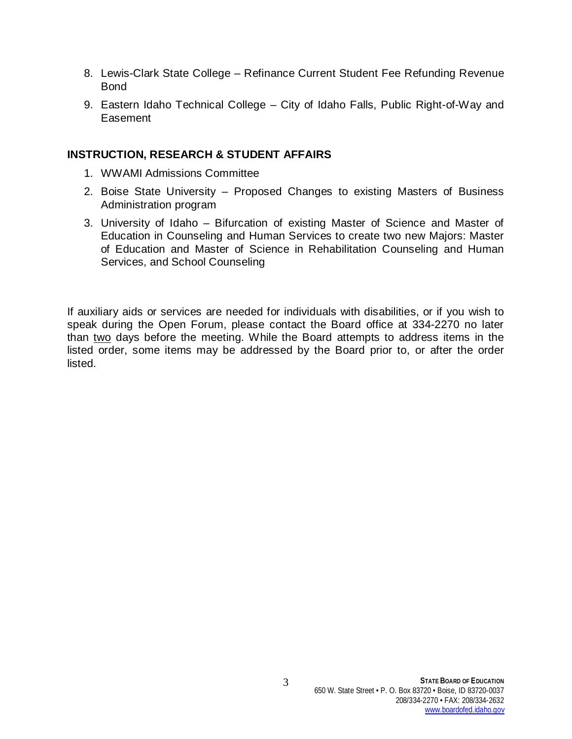8. Lewis-Clark State College – Refinance Current Student Fee Refunding Revenue Bond
9. Eastern Idaho Technical College – City of Idaho Falls, Public Right-of-Way and Easement

**INSTRUCTION, RESEARCH & STUDENT AFFAIRS**

1. WWAMI Admissions Committee
2. Boise State University – Proposed Changes to existing Masters of Business Administration program
3. University of Idaho – Bifurcation of existing Master of Science and Master of Education in Counseling and Human Services to create two new Majors: Master of Education and Master of Science in Rehabilitation Counseling and Human Services, and School Counseling

If auxiliary aids or services are needed for individuals with disabilities, or if you wish to speak during the Open Forum, please contact the Board office at 334-2270 no later than two days before the meeting. While the Board attempts to address items in the listed order, some items may be addressed by the Board prior to, or after the order listed.